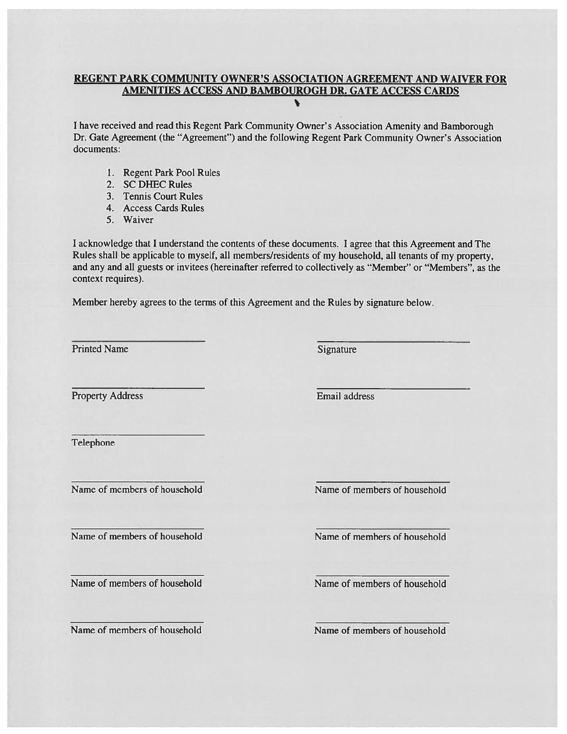# REGENT PARK COMMUNITY OWNER'S ASSOCIATION AGREEMENT AND WAIVER FOR AMENITIES ACCESS AND BAMBOUROGH DR. GATE ACCESS CARDS

I have received and read this Regent Park Community Owner's Association Amenity and Bamborough Dr. Gate Agreement (the "Agreement") and the following Regent Park Community Owner's Association documents:

1. Regent Park Pool Rules
2. SC DHEC Rules
3. Tennis Court Rules
4. Access Cards Rules
5. Waiver

I acknowledge that I understand the contents of these documents. I agree that this Agreement and The Rules shall be applicable to myself, all members/residents of my household, all tenants of my property, and any and all guests or invitees (hereinafter referred to collectively as "Member" or "Members", as the context requires).

Member hereby agrees to the terms of this Agreement and the Rules by signature below.

\_\_\_\_\_\_\_\_\_\_\_\_\_\_\_\_\_\_\_\_\_\_\_\_\_\_
Printed Name

\_\_\_\_\_\_\_\_\_\_\_\_\_\_\_\_\_\_\_\_\_\_\_\_\_\_
Signature

\_\_\_\_\_\_\_\_\_\_\_\_\_\_\_\_\_\_\_\_\_\_\_\_\_\_
Property Address

\_\_\_\_\_\_\_\_\_\_\_\_\_\_\_\_\_\_\_\_\_\_\_\_\_\_
Email address

\_\_\_\_\_\_\_\_\_\_\_\_\_\_\_\_\_\_\_\_\_\_\_\_\_\_
Telephone

\_\_\_\_\_\_\_\_\_\_\_\_\_\_\_\_\_\_\_\_\_\_\_\_\_\_
Name of members of household

\_\_\_\_\_\_\_\_\_\_\_\_\_\_\_\_\_\_\_\_\_\_\_\_\_\_
Name of members of household

\_\_\_\_\_\_\_\_\_\_\_\_\_\_\_\_\_\_\_\_\_\_\_\_\_\_
Name of members of household

\_\_\_\_\_\_\_\_\_\_\_\_\_\_\_\_\_\_\_\_\_\_\_\_\_\_
Name of members of household

\_\_\_\_\_\_\_\_\_\_\_\_\_\_\_\_\_\_\_\_\_\_\_\_\_\_
Name of members of household

\_\_\_\_\_\_\_\_\_\_\_\_\_\_\_\_\_\_\_\_\_\_\_\_\_\_
Name of members of household

\_\_\_\_\_\_\_\_\_\_\_\_\_\_\_\_\_\_\_\_\_\_\_\_\_\_
Name of members of household

\_\_\_\_\_\_\_\_\_\_\_\_\_\_\_\_\_\_\_\_\_\_\_\_\_\_
Name of members of household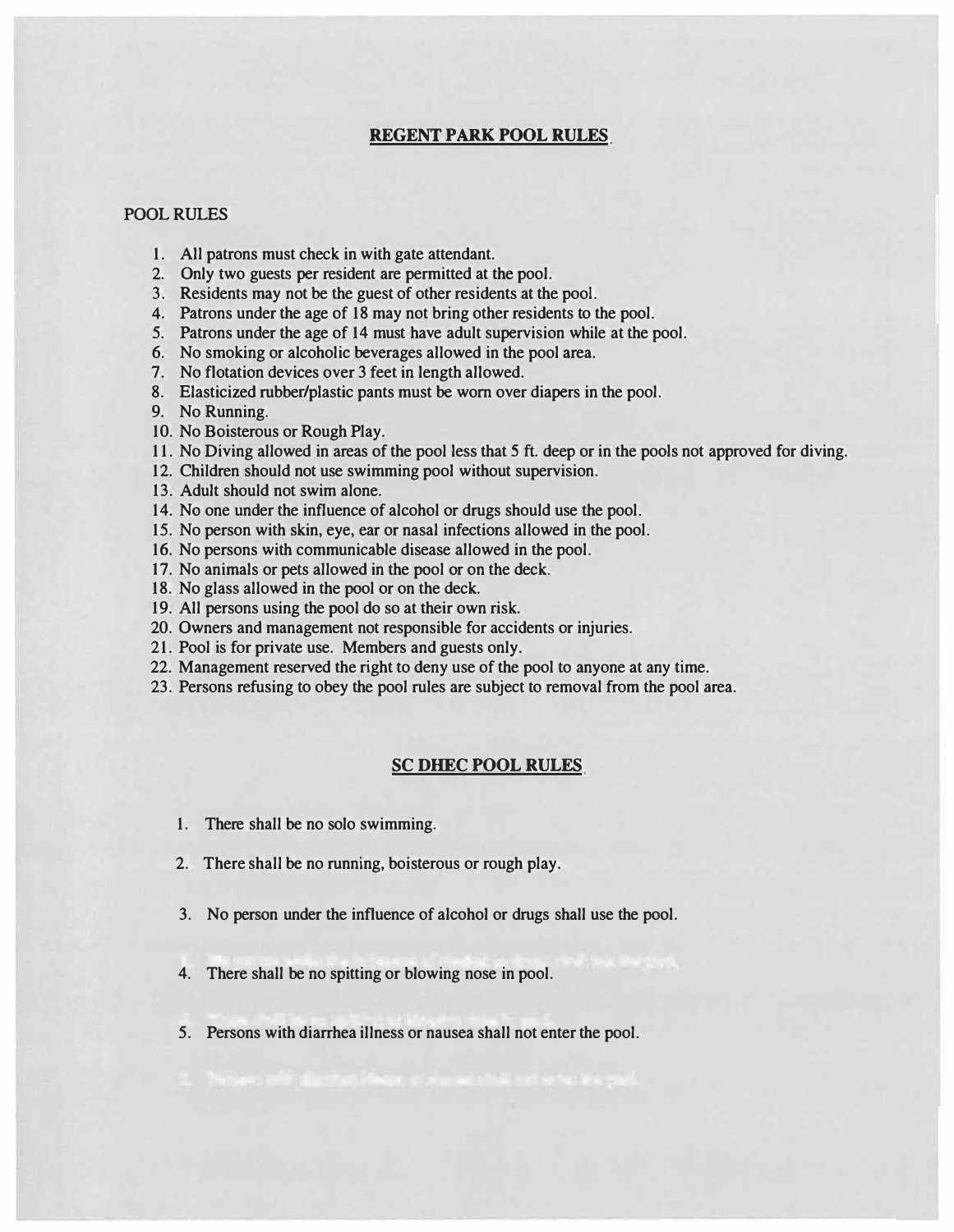# REGENT PARK POOL RULES

## POOL RULES

1. All patrons must check in with gate attendant.
2. Only two guests per resident are permitted at the pool.
3. Residents may not be the guest of other residents at the pool.
4. Patrons under the age of 18 may not bring other residents to the pool.
5. Patrons under the age of 14 must have adult supervision while at the pool.
6. No smoking or alcoholic beverages allowed in the pool area.
7. No flotation devices over 3 feet in length allowed.
8. Elasticized rubber/plastic pants must be worn over diapers in the pool.
9. No Running.
10. No Boisterous or Rough Play.
11. No Diving allowed in areas of the pool less that 5 ft. deep or in the pools not approved for diving.
12. Children should not use swimming pool without supervision.
13. Adult should not swim alone.
14. No one under the influence of alcohol or drugs should use the pool.
15. No person with skin, eye, ear or nasal infections allowed in the pool.
16. No persons with communicable disease allowed in the pool.
17. No animals or pets allowed in the pool or on the deck.
18. No glass allowed in the pool or on the deck.
19. All persons using the pool do so at their own risk.
20. Owners and management not responsible for accidents or injuries.
21. Pool is for private use. Members and guests only.
22. Management reserved the right to deny use of the pool to anyone at any time.
23. Persons refusing to obey the pool rules are subject to removal from the pool area.

# SC DHEC POOL RULES

1. There shall be no solo swimming.
2. There shall be no running, boisterous or rough play.
3. No person under the influence of alcohol or drugs shall use the pool.
4. There shall be no spitting or blowing nose in pool.
5. Persons with diarrhea illness or nausea shall not enter the pool.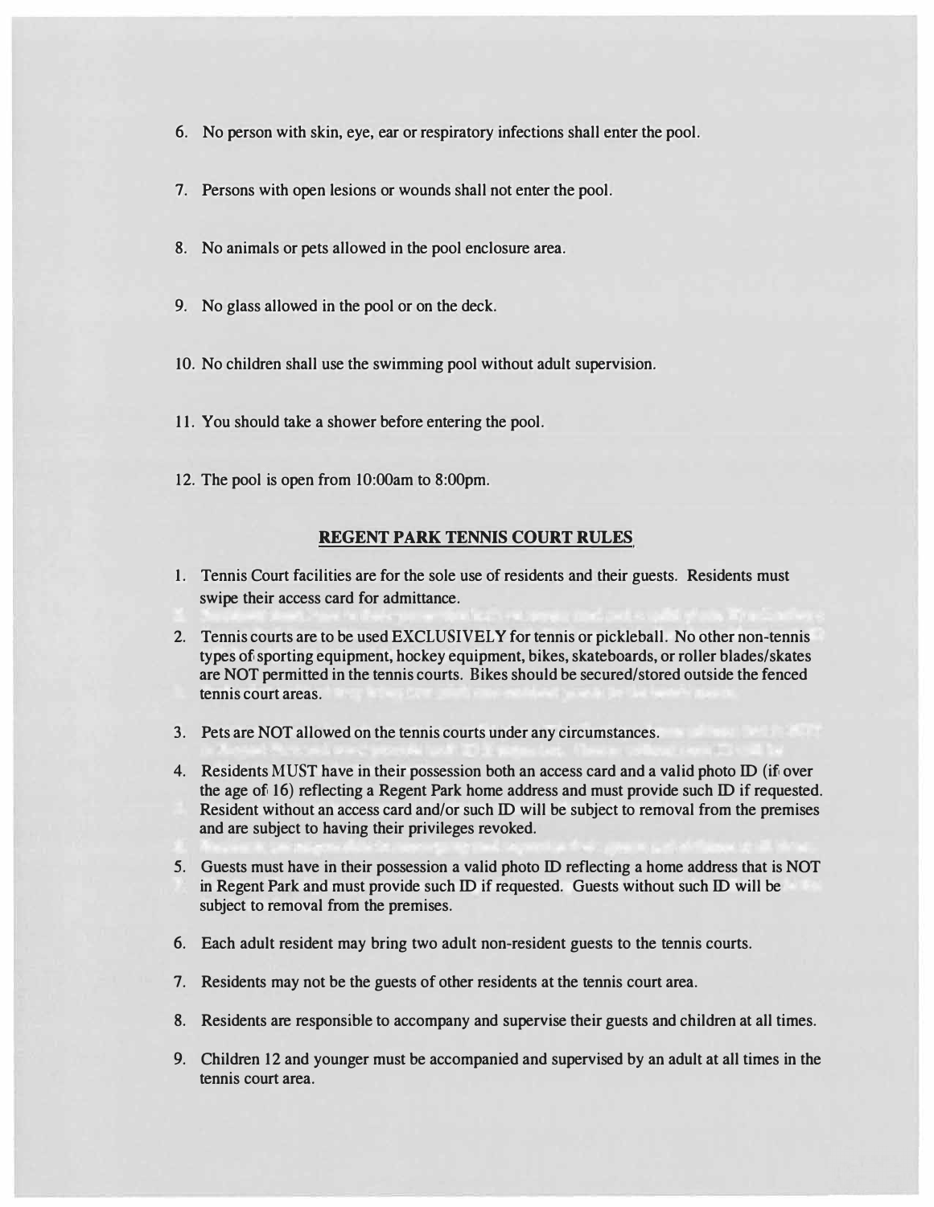6. No person with skin, eye, ear or respiratory infections shall enter the pool.

7. Persons with open lesions or wounds shall not enter the pool.

8. No animals or pets allowed in the pool enclosure area.

9. No glass allowed in the pool or on the deck.

10. No children shall use the swimming pool without adult supervision.

11. You should take a shower before entering the pool.

12. The pool is open from 10:00am to 8:00pm.

## REGENT PARK TENNIS COURT RULES

1. Tennis Court facilities are for the sole use of residents and their guests. Residents must swipe their access card for admittance.

2. Tennis courts are to be used EXCLUSIVELY for tennis or pickleball. No other non-tennis types of sporting equipment, hockey equipment, bikes, skateboards, or roller blades/skates are NOT permitted in the tennis courts. Bikes should be secured/stored outside the fenced tennis court areas.

3. Pets are NOT allowed on the tennis courts under any circumstances.

4. Residents MUST have in their possession both an access card and a valid photo ID (if over the age of 16) reflecting a Regent Park home address and must provide such ID if requested. Resident without an access card and/or such ID will be subject to removal from the premises and are subject to having their privileges revoked.

5. Guests must have in their possession a valid photo ID reflecting a home address that is NOT in Regent Park and must provide such ID if requested. Guests without such ID will be subject to removal from the premises.

6. Each adult resident may bring two adult non-resident guests to the tennis courts.

7. Residents may not be the guests of other residents at the tennis court area.

8. Residents are responsible to accompany and supervise their guests and children at all times.

9. Children 12 and younger must be accompanied and supervised by an adult at all times in the tennis court area.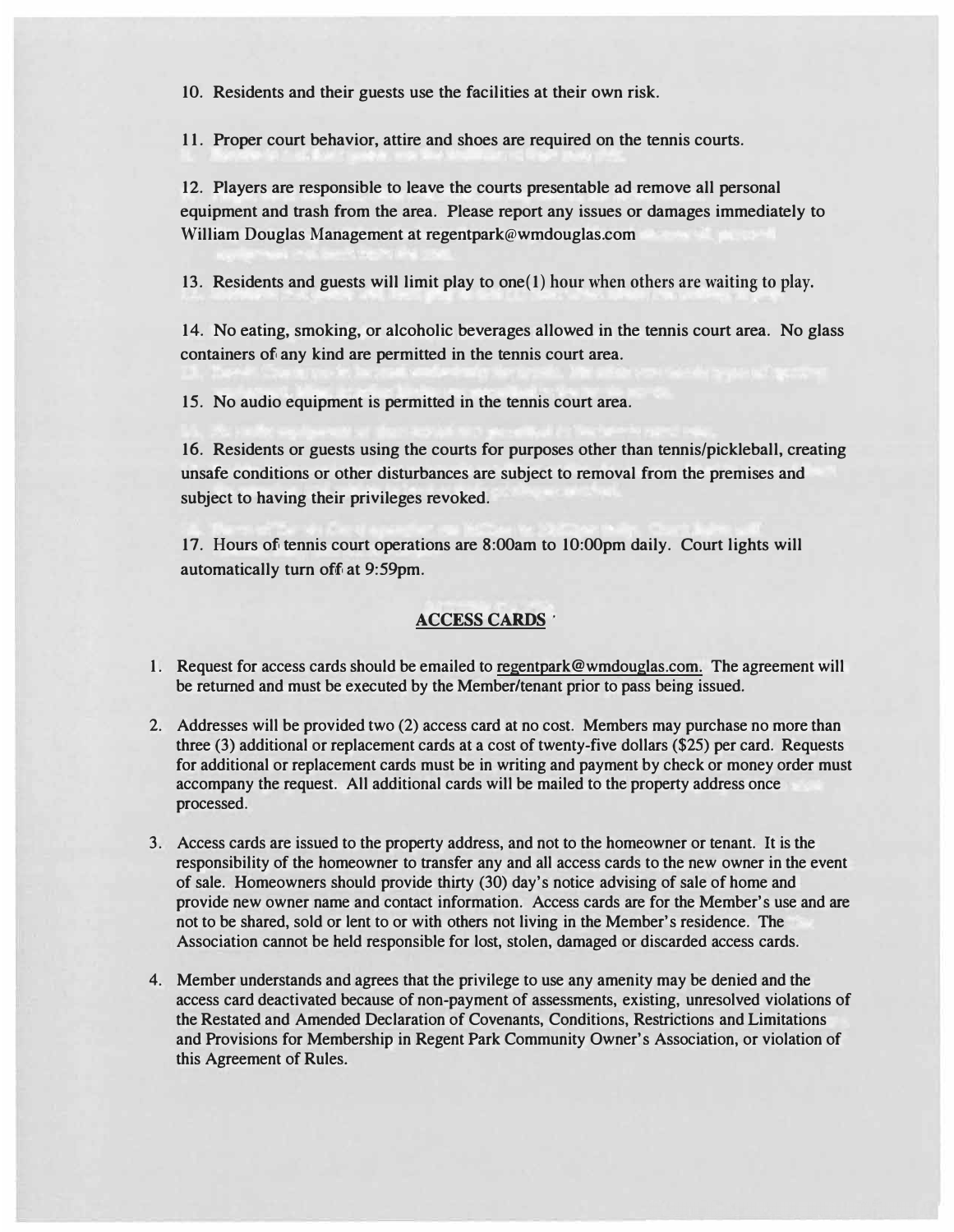10. Residents and their guests use the facilities at their own risk.

11. Proper court behavior, attire and shoes are required on the tennis courts.

12. Players are responsible to leave the courts presentable ad remove all personal equipment and trash from the area. Please report any issues or damages immediately to William Douglas Management at regentpark@wmdouglas.com

13. Residents and guests will limit play to one(1) hour when others are waiting to play.

14. No eating, smoking, or alcoholic beverages allowed in the tennis court area. No glass containers of any kind are permitted in the tennis court area.

15. No audio equipment is permitted in the tennis court area.

16. Residents or guests using the courts for purposes other than tennis/pickleball, creating unsafe conditions or other disturbances are subject to removal from the premises and subject to having their privileges revoked.

17. Hours of tennis court operations are 8:00am to 10:00pm daily. Court lights will automatically turn off at 9:59pm.

## ACCESS CARDS

1. Request for access cards should be emailed to regentpark@wmdouglas.com. The agreement will be returned and must be executed by the Member/tenant prior to pass being issued.

2. Addresses will be provided two (2) access card at no cost. Members may purchase no more than three (3) additional or replacement cards at a cost of twenty-five dollars ($25) per card. Requests for additional or replacement cards must be in writing and payment by check or money order must accompany the request. All additional cards will be mailed to the property address once processed.

3. Access cards are issued to the property address, and not to the homeowner or tenant. It is the responsibility of the homeowner to transfer any and all access cards to the new owner in the event of sale. Homeowners should provide thirty (30) day's notice advising of sale of home and provide new owner name and contact information. Access cards are for the Member's use and are not to be shared, sold or lent to or with others not living in the Member's residence. The Association cannot be held responsible for lost, stolen, damaged or discarded access cards.

4. Member understands and agrees that the privilege to use any amenity may be denied and the access card deactivated because of non-payment of assessments, existing, unresolved violations of the Restated and Amended Declaration of Covenants, Conditions, Restrictions and Limitations and Provisions for Membership in Regent Park Community Owner's Association, or violation of this Agreement of Rules.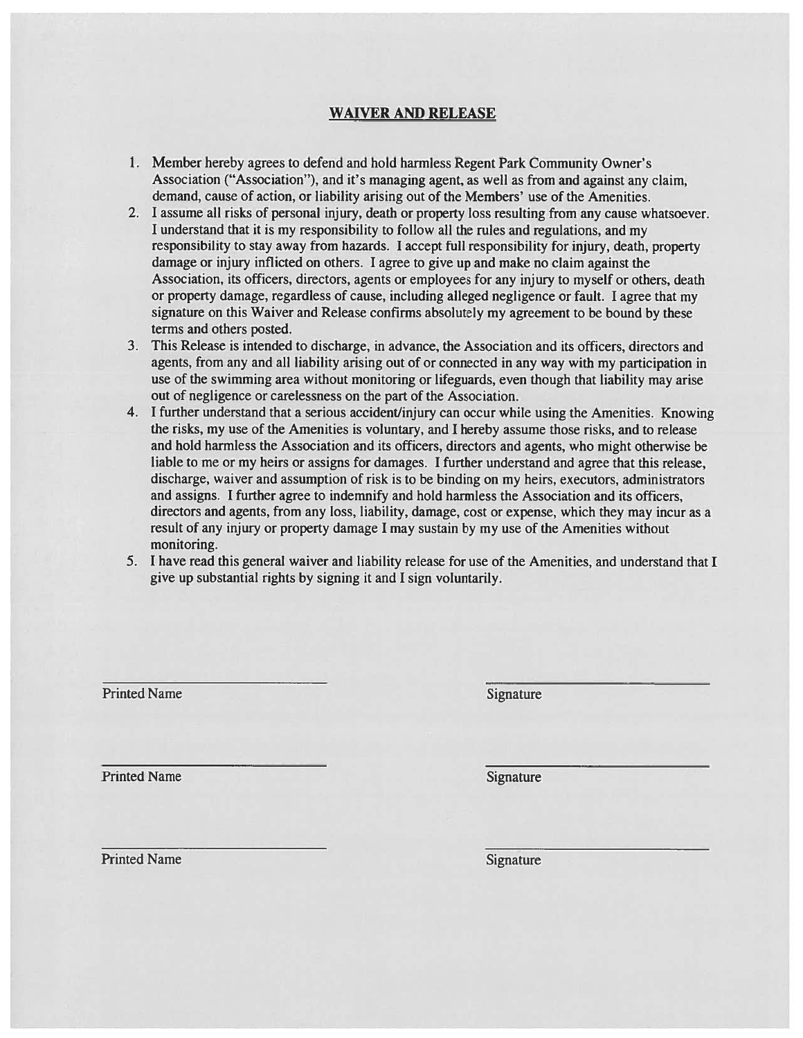## WAIVER AND RELEASE

1. Member hereby agrees to defend and hold harmless Regent Park Community Owner's Association ("Association"), and it's managing agent, as well as from and against any claim, demand, cause of action, or liability arising out of the Members' use of the Amenities.
2. I assume all risks of personal injury, death or property loss resulting from any cause whatsoever. I understand that it is my responsibility to follow all the rules and regulations, and my responsibility to stay away from hazards. I accept full responsibility for injury, death, property damage or injury inflicted on others. I agree to give up and make no claim against the Association, its officers, directors, agents or employees for any injury to myself or others, death or property damage, regardless of cause, including alleged negligence or fault. I agree that my signature on this Waiver and Release confirms absolutely my agreement to be bound by these terms and others posted.
3. This Release is intended to discharge, in advance, the Association and its officers, directors and agents, from any and all liability arising out of or connected in any way with my participation in use of the swimming area without monitoring or lifeguards, even though that liability may arise out of negligence or carelessness on the part of the Association.
4. I further understand that a serious accident/injury can occur while using the Amenities. Knowing the risks, my use of the Amenities is voluntary, and I hereby assume those risks, and to release and hold harmless the Association and its officers, directors and agents, who might otherwise be liable to me or my heirs or assigns for damages. I further understand and agree that this release, discharge, waiver and assumption of risk is to be binding on my heirs, executors, administrators and assigns. I further agree to indemnify and hold harmless the Association and its officers, directors and agents, from any loss, liability, damage, cost or expense, which they may incur as a result of any injury or property damage I may sustain by my use of the Amenities without monitoring.
5. I have read this general waiver and liability release for use of the Amenities, and understand that I give up substantial rights by signing it and I sign voluntarily.

\_\_\_\_\_\_\_\_\_\_\_\_\_\_\_\_\_\_\_\_\_\_\_\_\_\_ \_\_\_\_\_\_\_\_\_\_\_\_\_\_\_\_\_\_\_\_\_\_\_\_\_\_

Printed Name Signature

\_\_\_\_\_\_\_\_\_\_\_\_\_\_\_\_\_\_\_\_\_\_\_\_\_\_ \_\_\_\_\_\_\_\_\_\_\_\_\_\_\_\_\_\_\_\_\_\_\_\_\_\_

Printed Name Signature

\_\_\_\_\_\_\_\_\_\_\_\_\_\_\_\_\_\_\_\_\_\_\_\_\_\_ \_\_\_\_\_\_\_\_\_\_\_\_\_\_\_\_\_\_\_\_\_\_\_\_\_\_

Printed Name Signature